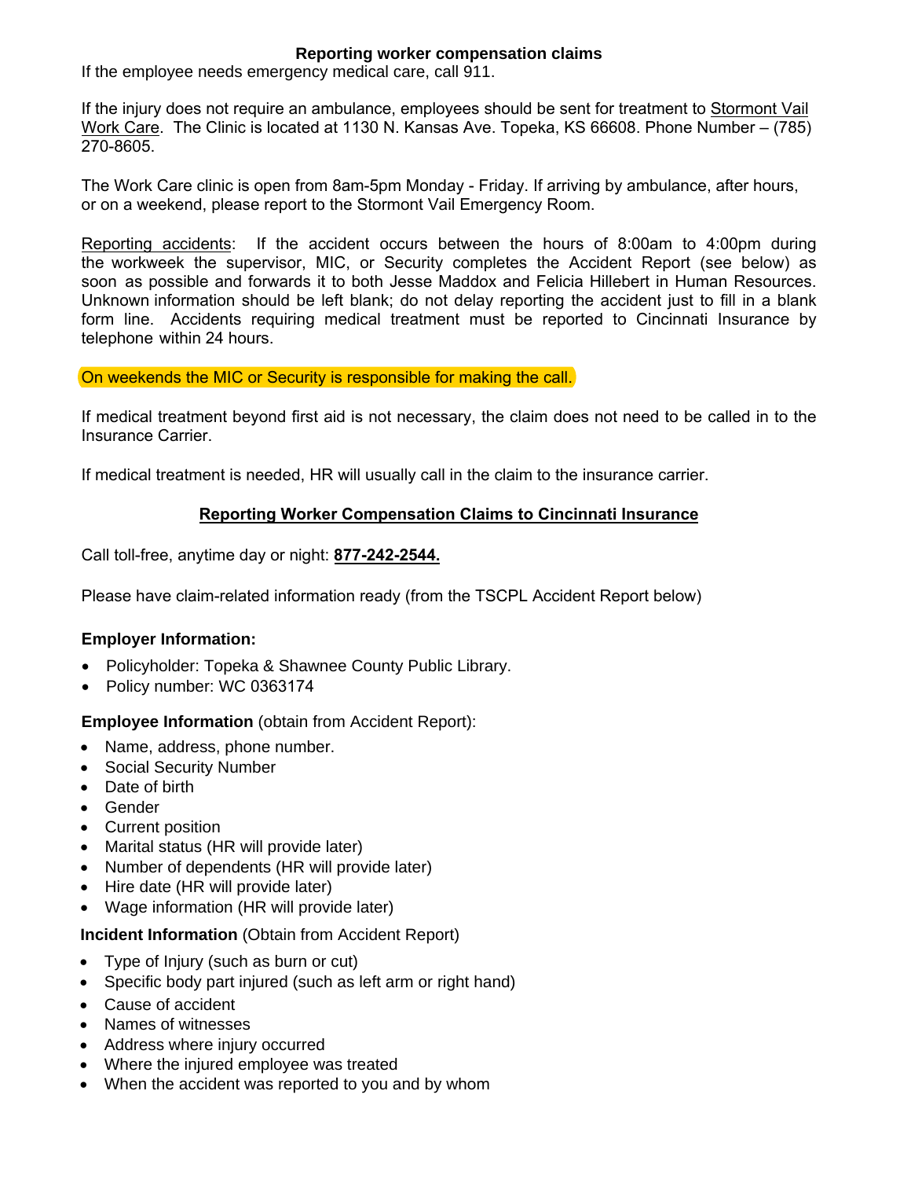## Reporting worker compensation claims

If the employee needs emergency medical care, call 911.

If the injury does not require an ambulance, employees should be sent for treatment to Stormont Vail Work Care. The Clinic is located at 1130 N. Kansas Ave. Topeka, KS 66608. Phone Number – (785) 270-8605.

The Work Care clinic is open from 8am-5pm Monday - Friday. If arriving by ambulance, after hours, or on a weekend, please report to the Stormont Vail Emergency Room.

Reporting accidents: If the accident occurs between the hours of 8:00am to 4:00pm during the workweek the supervisor, MIC, or Security completes the Accident Report (see below) as soon as possible and forwards it to both Jesse Maddox and Felicia Hillebert in Human Resources. Unknown information should be left blank; do not delay reporting the accident just to fill in a blank form line. Accidents requiring medical treatment must be reported to Cincinnati Insurance by telephone within 24 hours.

On weekends the MIC or Security is responsible for making the call.

If medical treatment beyond first aid is not necessary, the claim does not need to be called in to the Insurance Carrier.

If medical treatment is needed, HR will usually call in the claim to the insurance carrier.

## Reporting Worker Compensation Claims to Cincinnati Insurance

Call toll-free, anytime day or night: **877-242-2544.**

Please have claim-related information ready (from the TSCPL Accident Report below)

**Employer Information:**

- Policyholder: Topeka & Shawnee County Public Library.
- Policy number: WC 0363174

**Employee Information** (obtain from Accident Report):

- Name, address, phone number.
- Social Security Number
- Date of birth
- Gender
- Current position
- Marital status (HR will provide later)
- Number of dependents (HR will provide later)
- Hire date (HR will provide later)
- Wage information (HR will provide later)

**Incident Information** (Obtain from Accident Report)

- Type of Injury (such as burn or cut)
- Specific body part injured (such as left arm or right hand)
- Cause of accident
- Names of witnesses
- Address where injury occurred
- Where the injured employee was treated
- When the accident was reported to you and by whom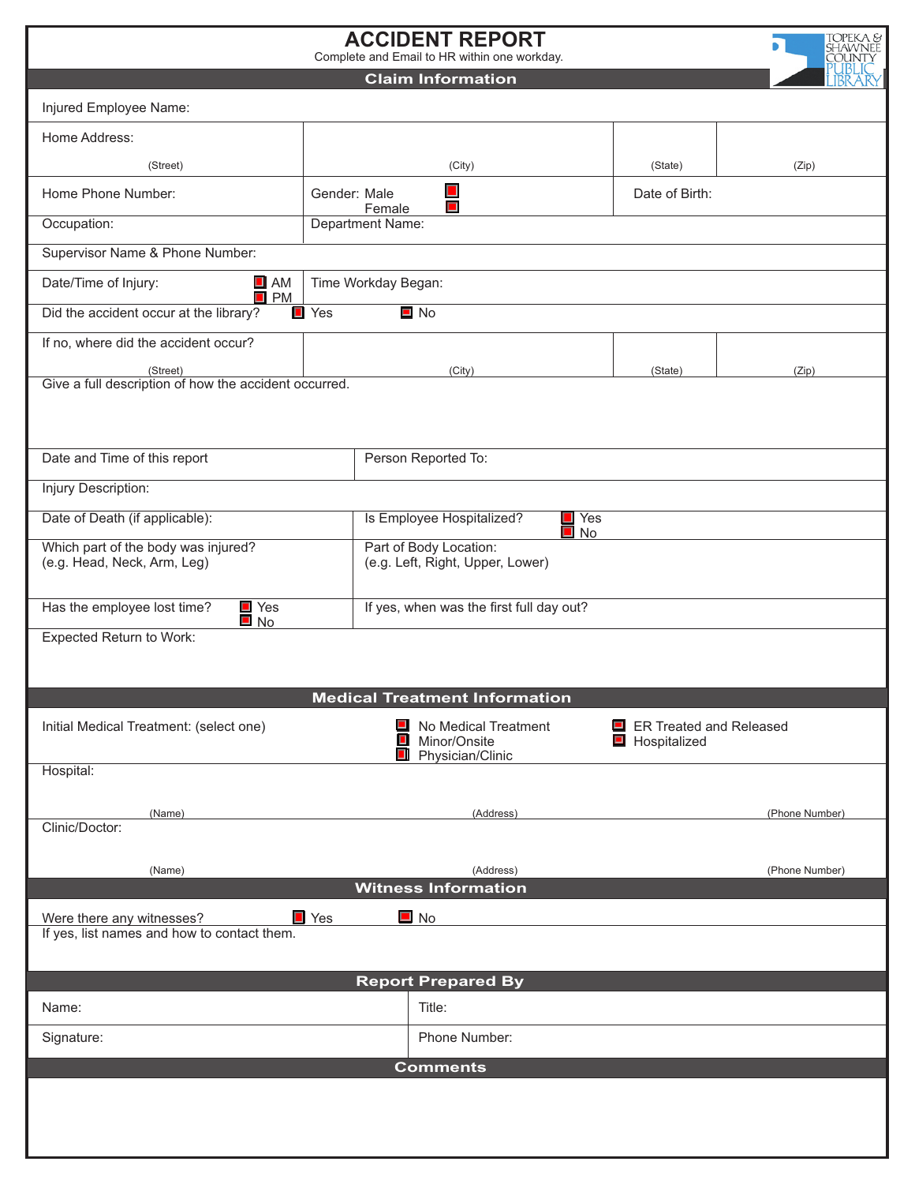# ACCIDENT REPORT

Complete and Email to HR within one workday.

TOPEKA & SHAWNEE COUNTY PUBLIC LIBRARY

## Claim Information

Injured Employee Name:

Home Address:

| (Street) | (City) | (State) | (Zip) |
|---|---|---|---|
| | | | |

| | | |
|---|---|---|
| Home Phone Number: | Gender: Male ☐ Female ☐ | Date of Birth: |
| Occupation: | Department Name: | |

Supervisor Name & Phone Number:

| | |
|---|---|
| Date/Time of Injury: ☐ AM ☐ PM | Time Workday Began: |

Did the accident occur at the library? ☐ Yes ☐ No

If no, where did the accident occur?

| (Street) | (City) | (State) | (Zip) |
|---|---|---|---|
| | | | |

Give a full description of how the accident occurred.

| | |
|---|---|
| Date and Time of this report | Person Reported To: |

Injury Description:

| | |
|---|---|
| Date of Death (if applicable): | Is Employee Hospitalized? ☐ Yes ☐ No |
| Which part of the body was injured? (e.g. Head, Neck, Arm, Leg) | Part of Body Location: (e.g. Left, Right, Upper, Lower) |
| Has the employee lost time? ☐ Yes ☐ No | If yes, when was the first full day out? |

Expected Return to Work:

## Medical Treatment Information

Initial Medical Treatment: (select one)

☐ No Medical Treatment
☐ Minor/Onsite
☐ Physician/Clinic
☐ ER Treated and Released
☐ Hospitalized

Hospital:

| (Name) | (Address) | (Phone Number) |
|---|---|---|
| | | |

Clinic/Doctor:

| (Name) | (Address) | (Phone Number) |
|---|---|---|
| | | |

## Witness Information

Were there any witnesses? ☐ Yes ☐ No

If yes, list names and how to contact them.

## Report Prepared By

| | |
|---|---|
| Name: | Title: |
| Signature: | Phone Number: |

## Comments